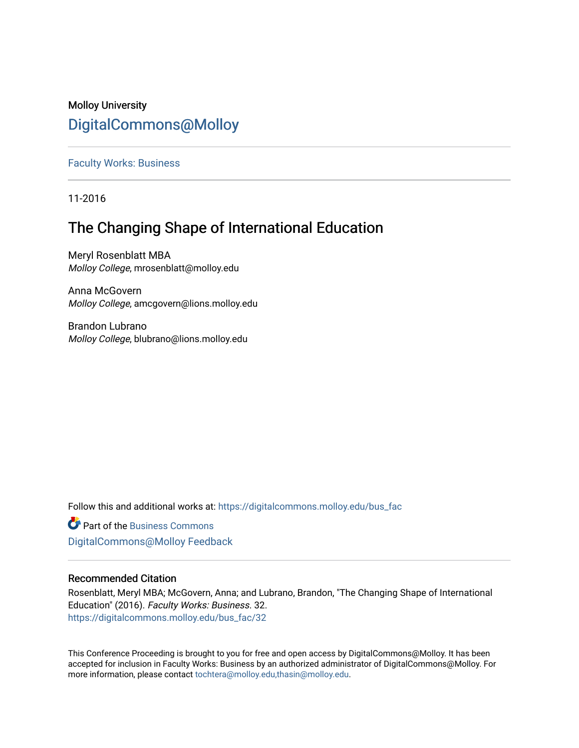Molloy University

# DigitalCommons@Molloy

Faculty Works: Business

11-2016

## The Changing Shape of International Education

Meryl Rosenblatt MBA
*Molloy College*, mrosenblatt@molloy.edu

Anna McGovern
*Molloy College*, amcgovern@lions.molloy.edu

Brandon Lubrano
*Molloy College*, blubrano@lions.molloy.edu

Follow this and additional works at: https://digitalcommons.molloy.edu/bus_fac

Part of the Business Commons

DigitalCommons@Molloy Feedback

### Recommended Citation

Rosenblatt, Meryl MBA; McGovern, Anna; and Lubrano, Brandon, "The Changing Shape of International Education" (2016). *Faculty Works: Business*. 32.
https://digitalcommons.molloy.edu/bus_fac/32

This Conference Proceeding is brought to you for free and open access by DigitalCommons@Molloy. It has been accepted for inclusion in Faculty Works: Business by an authorized administrator of DigitalCommons@Molloy. For more information, please contact tochtera@molloy.edu,thasin@molloy.edu.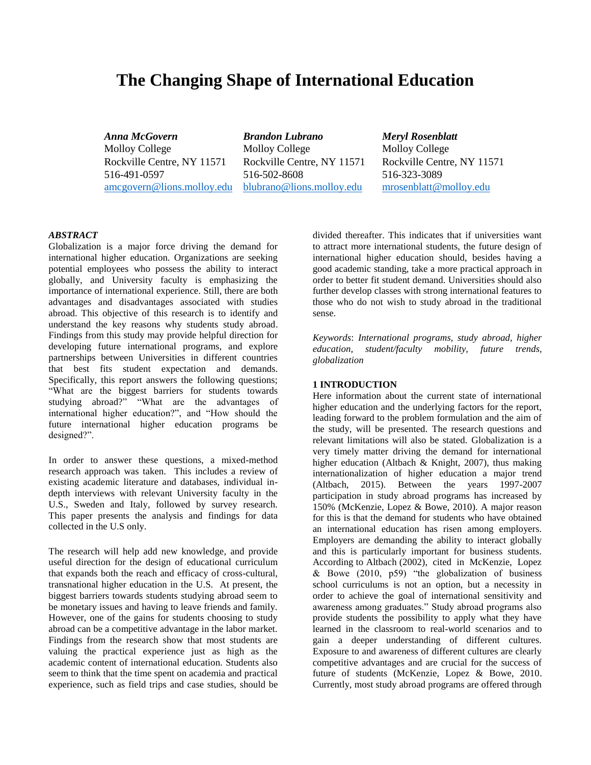# The Changing Shape of International Education

| *Anna McGovern* | *Brandon Lubrano* | *Meryl Rosenblatt* |
|---|---|---|
| Molloy College | Molloy College | Molloy College |
| Rockville Centre, NY 11571 | Rockville Centre, NY 11571 | Rockville Centre, NY 11571 |
| 516-491-0597 | 516-502-8608 | 516-323-3089 |
| amcgovern@lions.molloy.edu | blubrano@lions.molloy.edu | mrosenblatt@molloy.edu |

### *ABSTRACT*

Globalization is a major force driving the demand for international higher education. Organizations are seeking potential employees who possess the ability to interact globally, and University faculty is emphasizing the importance of international experience. Still, there are both advantages and disadvantages associated with studies abroad. This objective of this research is to identify and understand the key reasons why students study abroad. Findings from this study may provide helpful direction for developing future international programs, and explore partnerships between Universities in different countries that best fits student expectation and demands. Specifically, this report answers the following questions; "What are the biggest barriers for students towards studying abroad?" "What are the advantages of international higher education?", and "How should the future international higher education programs be designed?".

In order to answer these questions, a mixed-method research approach was taken. This includes a review of existing academic literature and databases, individual in-depth interviews with relevant University faculty in the U.S., Sweden and Italy, followed by survey research. This paper presents the analysis and findings for data collected in the U.S only.

The research will help add new knowledge, and provide useful direction for the design of educational curriculum that expands both the reach and efficacy of cross-cultural, transnational higher education in the U.S. At present, the biggest barriers towards students studying abroad seem to be monetary issues and having to leave friends and family. However, one of the gains for students choosing to study abroad can be a competitive advantage in the labor market. Findings from the research show that most students are valuing the practical experience just as high as the academic content of international education. Students also seem to think that the time spent on academia and practical experience, such as field trips and case studies, should be divided thereafter. This indicates that if universities want to attract more international students, the future design of international higher education should, besides having a good academic standing, take a more practical approach in order to better fit student demand. Universities should also further develop classes with strong international features to those who do not wish to study abroad in the traditional sense.

*Keywords*: *International programs, study abroad, higher education, student/faculty mobility, future trends, globalization*

### 1 INTRODUCTION

Here information about the current state of international higher education and the underlying factors for the report, leading forward to the problem formulation and the aim of the study, will be presented. The research questions and relevant limitations will also be stated. Globalization is a very timely matter driving the demand for international higher education (Altbach & Knight, 2007), thus making internationalization of higher education a major trend (Altbach, 2015). Between the years 1997-2007 participation in study abroad programs has increased by 150% (McKenzie, Lopez & Bowe, 2010). A major reason for this is that the demand for students who have obtained an international education has risen among employers. Employers are demanding the ability to interact globally and this is particularly important for business students. According to Altbach (2002), cited in McKenzie, Lopez & Bowe (2010, p59) "the globalization of business school curriculums is not an option, but a necessity in order to achieve the goal of international sensitivity and awareness among graduates." Study abroad programs also provide students the possibility to apply what they have learned in the classroom to real-world scenarios and to gain a deeper understanding of different cultures. Exposure to and awareness of different cultures are clearly competitive advantages and are crucial for the success of future of students (McKenzie, Lopez & Bowe, 2010. Currently, most study abroad programs are offered through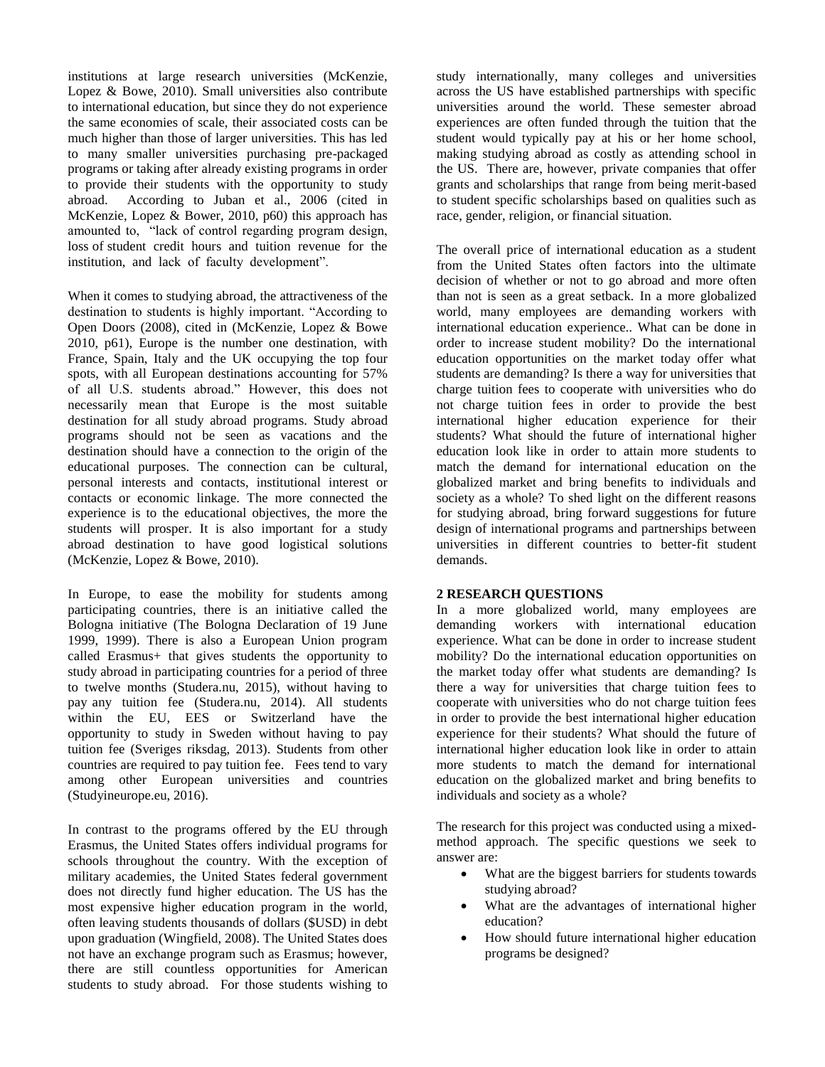institutions at large research universities (McKenzie, Lopez & Bowe, 2010). Small universities also contribute to international education, but since they do not experience the same economies of scale, their associated costs can be much higher than those of larger universities. This has led to many smaller universities purchasing pre-packaged programs or taking after already existing programs in order to provide their students with the opportunity to study abroad. According to Juban et al., 2006 (cited in McKenzie, Lopez & Bower, 2010, p60) this approach has amounted to, "lack of control regarding program design, loss of student credit hours and tuition revenue for the institution, and lack of faculty development".

When it comes to studying abroad, the attractiveness of the destination to students is highly important. "According to Open Doors (2008), cited in (McKenzie, Lopez & Bowe 2010, p61), Europe is the number one destination, with France, Spain, Italy and the UK occupying the top four spots, with all European destinations accounting for 57% of all U.S. students abroad." However, this does not necessarily mean that Europe is the most suitable destination for all study abroad programs. Study abroad programs should not be seen as vacations and the destination should have a connection to the origin of the educational purposes. The connection can be cultural, personal interests and contacts, institutional interest or contacts or economic linkage. The more connected the experience is to the educational objectives, the more the students will prosper. It is also important for a study abroad destination to have good logistical solutions (McKenzie, Lopez & Bowe, 2010).

In Europe, to ease the mobility for students among participating countries, there is an initiative called the Bologna initiative (The Bologna Declaration of 19 June 1999, 1999). There is also a European Union program called Erasmus+ that gives students the opportunity to study abroad in participating countries for a period of three to twelve months (Studera.nu, 2015), without having to pay any tuition fee (Studera.nu, 2014). All students within the EU, EES or Switzerland have the opportunity to study in Sweden without having to pay tuition fee (Sveriges riksdag, 2013). Students from other countries are required to pay tuition fee. Fees tend to vary among other European universities and countries (Studyineurope.eu, 2016).

In contrast to the programs offered by the EU through Erasmus, the United States offers individual programs for schools throughout the country. With the exception of military academies, the United States federal government does not directly fund higher education. The US has the most expensive higher education program in the world, often leaving students thousands of dollars ($USD) in debt upon graduation (Wingfield, 2008). The United States does not have an exchange program such as Erasmus; however, there are still countless opportunities for American students to study abroad. For those students wishing to study internationally, many colleges and universities across the US have established partnerships with specific universities around the world. These semester abroad experiences are often funded through the tuition that the student would typically pay at his or her home school, making studying abroad as costly as attending school in the US. There are, however, private companies that offer grants and scholarships that range from being merit-based to student specific scholarships based on qualities such as race, gender, religion, or financial situation.

The overall price of international education as a student from the United States often factors into the ultimate decision of whether or not to go abroad and more often than not is seen as a great setback. In a more globalized world, many employees are demanding workers with international education experience.. What can be done in order to increase student mobility? Do the international education opportunities on the market today offer what students are demanding? Is there a way for universities that charge tuition fees to cooperate with universities who do not charge tuition fees in order to provide the best international higher education experience for their students? What should the future of international higher education look like in order to attain more students to match the demand for international education on the globalized market and bring benefits to individuals and society as a whole? To shed light on the different reasons for studying abroad, bring forward suggestions for future design of international programs and partnerships between universities in different countries to better-fit student demands.

## 2 RESEARCH QUESTIONS

In a more globalized world, many employees are demanding workers with international education experience. What can be done in order to increase student mobility? Do the international education opportunities on the market today offer what students are demanding? Is there a way for universities that charge tuition fees to cooperate with universities who do not charge tuition fees in order to provide the best international higher education experience for their students? What should the future of international higher education look like in order to attain more students to match the demand for international education on the globalized market and bring benefits to individuals and society as a whole?

The research for this project was conducted using a mixed-method approach. The specific questions we seek to answer are:

- What are the biggest barriers for students towards studying abroad?
- What are the advantages of international higher education?
- How should future international higher education programs be designed?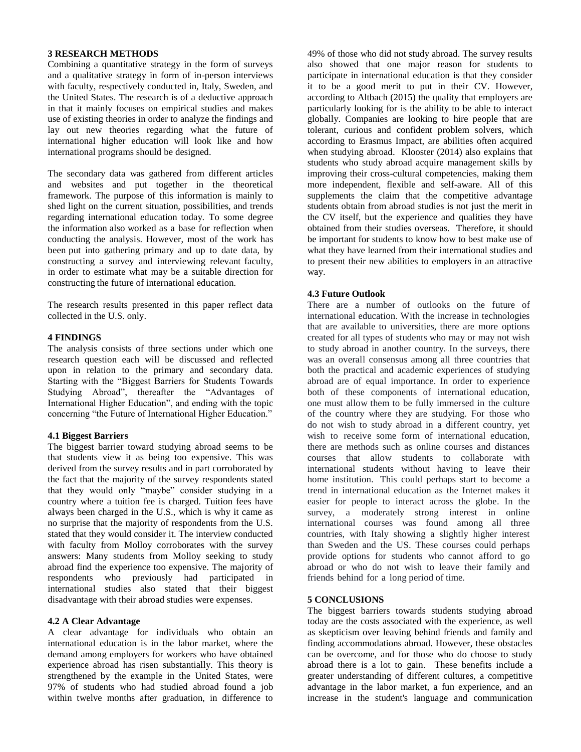## 3 RESEARCH METHODS

Combining a quantitative strategy in the form of surveys and a qualitative strategy in form of in-person interviews with faculty, respectively conducted in, Italy, Sweden, and the United States. The research is of a deductive approach in that it mainly focuses on empirical studies and makes use of existing theories in order to analyze the findings and lay out new theories regarding what the future of international higher education will look like and how international programs should be designed.

The secondary data was gathered from different articles and websites and put together in the theoretical framework. The purpose of this information is mainly to shed light on the current situation, possibilities, and trends regarding international education today. To some degree the information also worked as a base for reflection when conducting the analysis. However, most of the work has been put into gathering primary and up to date data, by constructing a survey and interviewing relevant faculty, in order to estimate what may be a suitable direction for constructing the future of international education.

The research results presented in this paper reflect data collected in the U.S. only.

## 4 FINDINGS

The analysis consists of three sections under which one research question each will be discussed and reflected upon in relation to the primary and secondary data. Starting with the "Biggest Barriers for Students Towards Studying Abroad", thereafter the "Advantages of International Higher Education", and ending with the topic concerning "the Future of International Higher Education."

### 4.1 Biggest Barriers

The biggest barrier toward studying abroad seems to be that students view it as being too expensive. This was derived from the survey results and in part corroborated by the fact that the majority of the survey respondents stated that they would only "maybe" consider studying in a country where a tuition fee is charged. Tuition fees have always been charged in the U.S., which is why it came as no surprise that the majority of respondents from the U.S. stated that they would consider it. The interview conducted with faculty from Molloy corroborates with the survey answers: Many students from Molloy seeking to study abroad find the experience too expensive. The majority of respondents who previously had participated in international studies also stated that their biggest disadvantage with their abroad studies were expenses.

### 4.2 A Clear Advantage

A clear advantage for individuals who obtain an international education is in the labor market, where the demand among employers for workers who have obtained experience abroad has risen substantially. This theory is strengthened by the example in the United States, were 97% of students who had studied abroad found a job within twelve months after graduation, in difference to 49% of those who did not study abroad. The survey results also showed that one major reason for students to participate in international education is that they consider it to be a good merit to put in their CV. However, according to Altbach (2015) the quality that employers are particularly looking for is the ability to be able to interact globally. Companies are looking to hire people that are tolerant, curious and confident problem solvers, which according to Erasmus Impact, are abilities often acquired when studying abroad. Klooster (2014) also explains that students who study abroad acquire management skills by improving their cross-cultural competencies, making them more independent, flexible and self-aware. All of this supplements the claim that the competitive advantage students obtain from abroad studies is not just the merit in the CV itself, but the experience and qualities they have obtained from their studies overseas. Therefore, it should be important for students to know how to best make use of what they have learned from their international studies and to present their new abilities to employers in an attractive way.

### 4.3 Future Outlook

There are a number of outlooks on the future of international education. With the increase in technologies that are available to universities, there are more options created for all types of students who may or may not wish to study abroad in another country. In the surveys, there was an overall consensus among all three countries that both the practical and academic experiences of studying abroad are of equal importance. In order to experience both of these components of international education, one must allow them to be fully immersed in the culture of the country where they are studying. For those who do not wish to study abroad in a different country, yet wish to receive some form of international education, there are methods such as online courses and distances courses that allow students to collaborate with international students without having to leave their home institution. This could perhaps start to become a trend in international education as the Internet makes it easier for people to interact across the globe. In the survey, a moderately strong interest in online international courses was found among all three countries, with Italy showing a slightly higher interest than Sweden and the US. These courses could perhaps provide options for students who cannot afford to go abroad or who do not wish to leave their family and friends behind for a long period of time.

## 5 CONCLUSIONS

The biggest barriers towards students studying abroad today are the costs associated with the experience, as well as skepticism over leaving behind friends and family and finding accommodations abroad. However, these obstacles can be overcome, and for those who do choose to study abroad there is a lot to gain. These benefits include a greater understanding of different cultures, a competitive advantage in the labor market, a fun experience, and an increase in the student's language and communication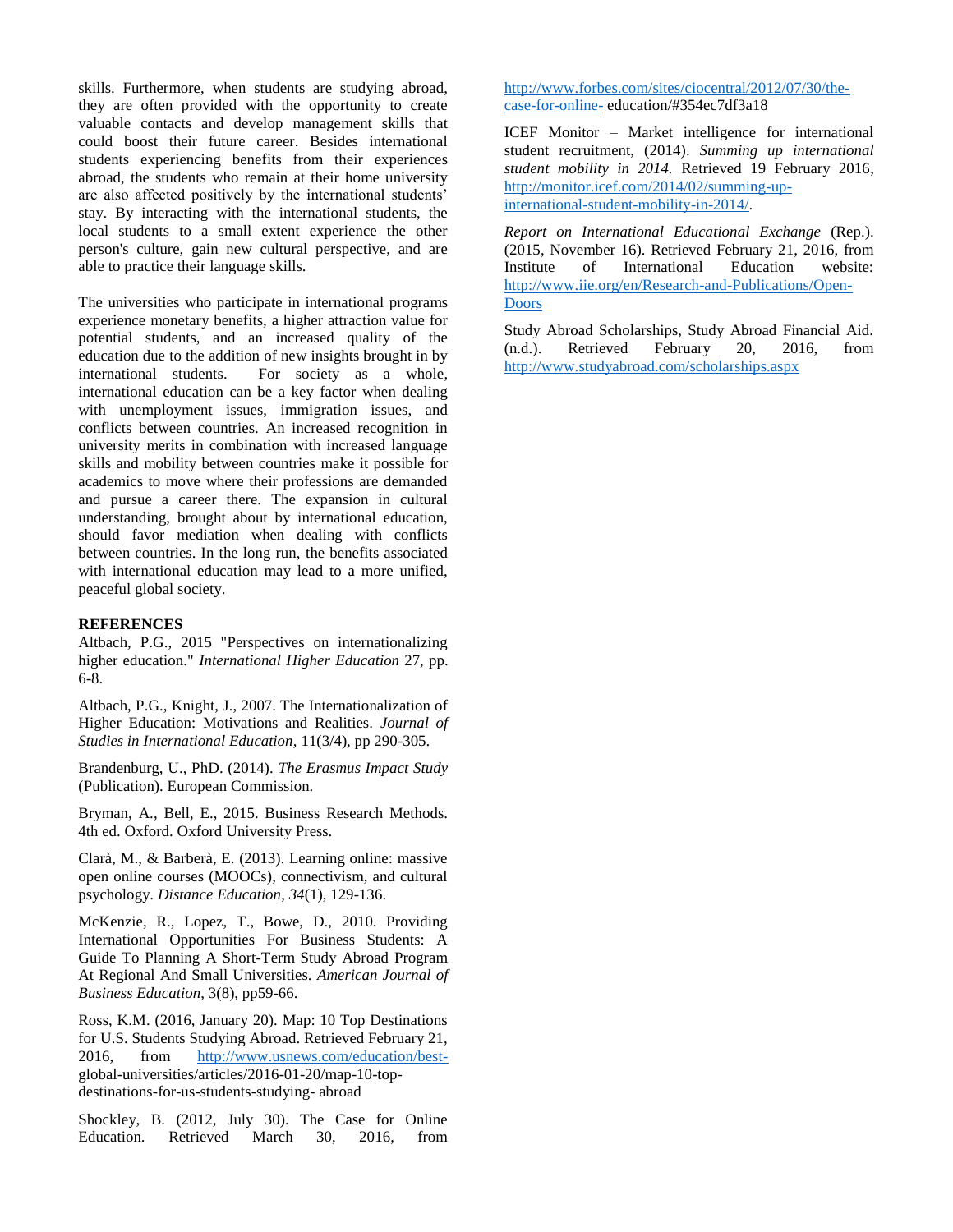skills. Furthermore, when students are studying abroad, they are often provided with the opportunity to create valuable contacts and develop management skills that could boost their future career. Besides international students experiencing benefits from their experiences abroad, the students who remain at their home university are also affected positively by the international students' stay. By interacting with the international students, the local students to a small extent experience the other person's culture, gain new cultural perspective, and are able to practice their language skills.

The universities who participate in international programs experience monetary benefits, a higher attraction value for potential students, and an increased quality of the education due to the addition of new insights brought in by international students. For society as a whole, international education can be a key factor when dealing with unemployment issues, immigration issues, and conflicts between countries. An increased recognition in university merits in combination with increased language skills and mobility between countries make it possible for academics to move where their professions are demanded and pursue a career there. The expansion in cultural understanding, brought about by international education, should favor mediation when dealing with conflicts between countries. In the long run, the benefits associated with international education may lead to a more unified, peaceful global society.

**REFERENCES**

Altbach, P.G., 2015 "Perspectives on internationalizing higher education." *International Higher Education* 27, pp. 6-8.

Altbach, P.G., Knight, J., 2007. The Internationalization of Higher Education: Motivations and Realities. *Journal of Studies in International Education*, 11(3/4), pp 290-305.

Brandenburg, U., PhD. (2014). *The Erasmus Impact Study* (Publication). European Commission.

Bryman, A., Bell, E., 2015. Business Research Methods. 4th ed. Oxford. Oxford University Press.

Clarà, M., & Barberà, E. (2013). Learning online: massive open online courses (MOOCs), connectivism, and cultural psychology. *Distance Education*, *34*(1), 129-136.

McKenzie, R., Lopez, T., Bowe, D., 2010. Providing International Opportunities For Business Students: A Guide To Planning A Short-Term Study Abroad Program At Regional And Small Universities. *American Journal of Business Education*, 3(8), pp59-66.

Ross, K.M. (2016, January 20). Map: 10 Top Destinations for U.S. Students Studying Abroad. Retrieved February 21, 2016, from http://www.usnews.com/education/best-global-universities/articles/2016-01-20/map-10-top-destinations-for-us-students-studying- abroad

Shockley, B. (2012, July 30). The Case for Online Education. Retrieved March 30, 2016, from http://www.forbes.com/sites/ciocentral/2012/07/30/the-case-for-online- education/#354ec7df3a18

ICEF Monitor – Market intelligence for international student recruitment, (2014). *Summing up international student mobility in 2014*. Retrieved 19 February 2016, http://monitor.icef.com/2014/02/summing-up-international-student-mobility-in-2014/.

*Report on International Educational Exchange* (Rep.). (2015, November 16). Retrieved February 21, 2016, from Institute of International Education website: http://www.iie.org/en/Research-and-Publications/Open-Doors

Study Abroad Scholarships, Study Abroad Financial Aid. (n.d.). Retrieved February 20, 2016, from http://www.studyabroad.com/scholarships.aspx